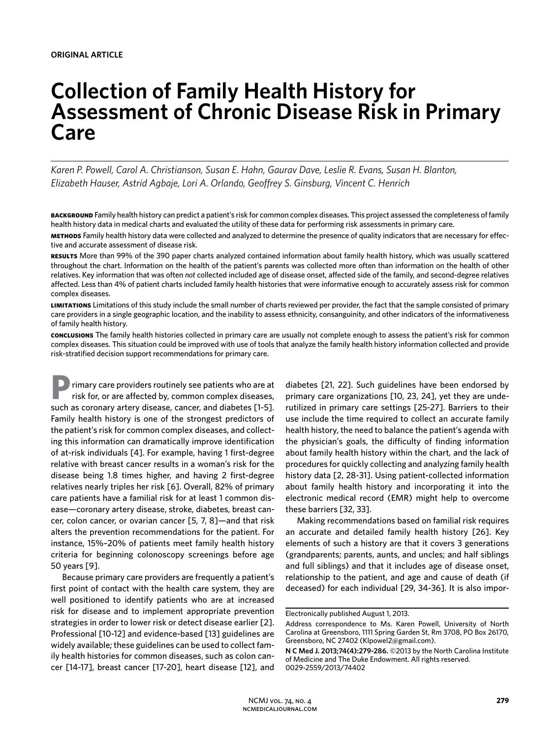**ORIGINAL ARTICLE**

# Collection of Family Health History for Assessment of Chronic Disease Risk in Primary Care

*Karen P. Powell, Carol A. Christianson, Susan E. Hahn, Gaurav Dave, Leslie R. Evans, Susan H. Blanton, Elizabeth Hauser, Astrid Agbaje, Lori A. Orlando, Geoffrey S. Ginsburg, Vincent C. Henrich*

**BACKGROUND** Family health history can predict a patient's risk for common complex diseases. This project assessed the completeness of family health history data in medical charts and evaluated the utility of these data for performing risk assessments in primary care.

**METHODS** Family health history data were collected and analyzed to determine the presence of quality indicators that are necessary for effective and accurate assessment of disease risk.

**RESULTS** More than 99% of the 390 paper charts analyzed contained information about family health history, which was usually scattered throughout the chart. Information on the health of the patient's parents was collected more often than information on the health of other relatives. Key information that was often *not* collected included age of disease onset, affected side of the family, and second-degree relatives affected. Less than 4% of patient charts included family health histories that were informative enough to accurately assess risk for common complex diseases.

**LIMITATIONS** Limitations of this study include the small number of charts reviewed per provider, the fact that the sample consisted of primary care providers in a single geographic location, and the inability to assess ethnicity, consanguinity, and other indicators of the informativeness of family health history.

**CONCLUSIONS** The family health histories collected in primary care are usually not complete enough to assess the patient's risk for common complex diseases. This situation could be improved with use of tools that analyze the family health history information collected and provide risk-stratified decision support recommendations for primary care.

Primary care providers routinely see patients who are at risk for, or are affected by, common complex diseases, such as coronary artery disease, cancer, and diabetes [1-5]. Family health history is one of the strongest predictors of the patient's risk for common complex diseases, and collecting this information can dramatically improve identification of at-risk individuals [4]. For example, having 1 first-degree relative with breast cancer results in a woman's risk for the disease being 1.8 times higher, and having 2 first-degree relatives nearly triples her risk [6]. Overall, 82% of primary care patients have a familial risk for at least 1 common disease—coronary artery disease, stroke, diabetes, breast cancer, colon cancer, or ovarian cancer [5, 7, 8]—and that risk alters the prevention recommendations for the patient. For instance, 15%–20% of patients meet family health history criteria for beginning colonoscopy screenings before age 50 years [9].

Because primary care providers are frequently a patient's first point of contact with the health care system, they are well positioned to identify patients who are at increased risk for disease and to implement appropriate prevention strategies in order to lower risk or detect disease earlier [2]. Professional [10-12] and evidence-based [13] guidelines are widely available; these guidelines can be used to collect family health histories for common diseases, such as colon cancer [14-17], breast cancer [17-20], heart disease [12], and diabetes [21, 22]. Such guidelines have been endorsed by primary care organizations [10, 23, 24], yet they are underutilized in primary care settings [25-27]. Barriers to their use include the time required to collect an accurate family health history, the need to balance the patient's agenda with the physician's goals, the difficulty of finding information about family health history within the chart, and the lack of procedures for quickly collecting and analyzing family health history data [2, 28-31]. Using patient-collected information about family health history and incorporating it into the electronic medical record (EMR) might help to overcome these barriers [32, 33].

Making recommendations based on familial risk requires an accurate and detailed family health history [26]. Key elements of such a history are that it covers 3 generations (grandparents; parents, aunts, and uncles; and half siblings and full siblings) and that it includes age of disease onset, relationship to the patient, and age and cause of death (if deceased) for each individual [29, 34-36]. It is also impor-

Electronically published August 1, 2013.

Address correspondence to Ms. Karen Powell, University of North Carolina at Greensboro, 1111 Spring Garden St, Rm 3708, PO Box 26170, Greensboro, NC 27402 (Klpowel2@gmail.com).

**N C Med J. 2013;74(4):279-286.** ©2013 by the North Carolina Institute of Medicine and The Duke Endowment. All rights reserved. 0029-2559/2013/74402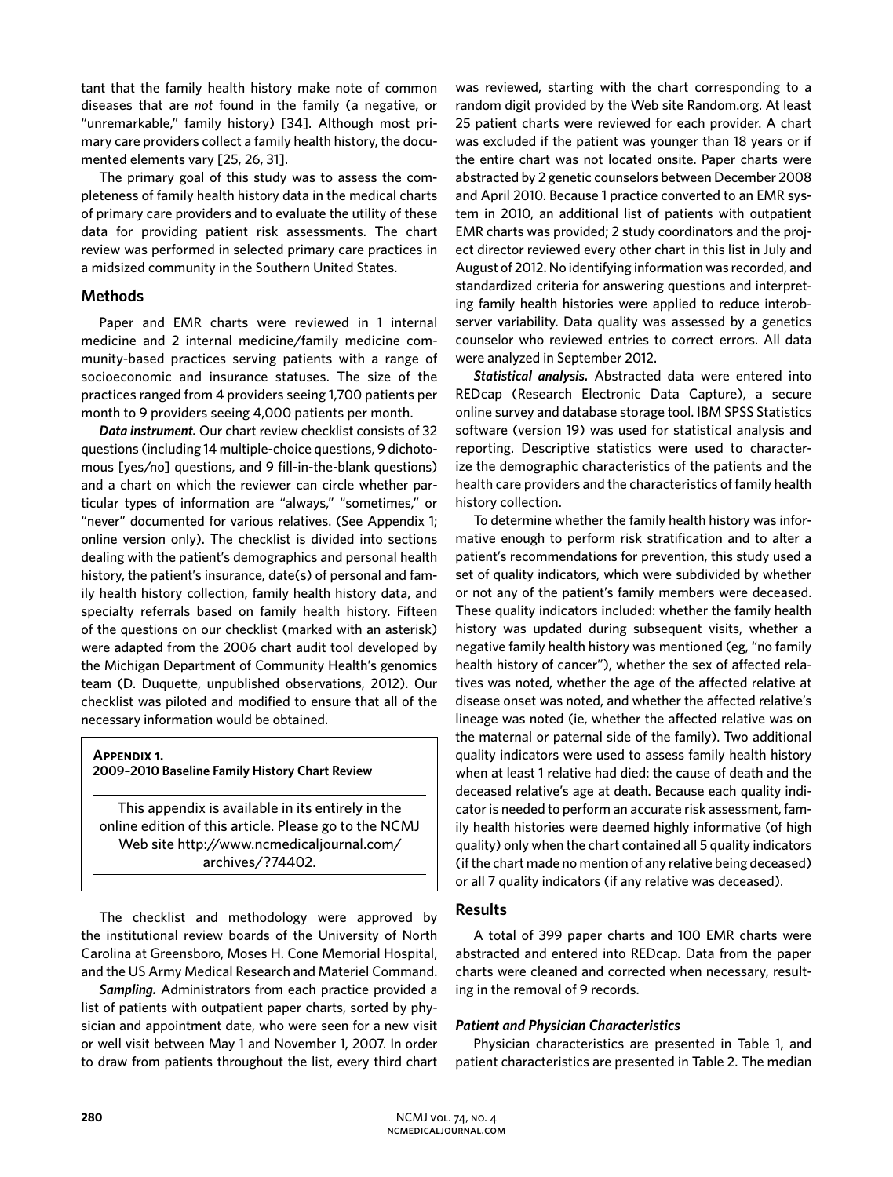tant that the family health history make note of common diseases that are *not* found in the family (a negative, or "unremarkable," family history) [34]. Although most primary care providers collect a family health history, the documented elements vary [25, 26, 31].

The primary goal of this study was to assess the completeness of family health history data in the medical charts of primary care providers and to evaluate the utility of these data for providing patient risk assessments. The chart review was performed in selected primary care practices in a midsized community in the Southern United States.

## Methods

Paper and EMR charts were reviewed in 1 internal medicine and 2 internal medicine/family medicine community-based practices serving patients with a range of socioeconomic and insurance statuses. The size of the practices ranged from 4 providers seeing 1,700 patients per month to 9 providers seeing 4,000 patients per month.

***Data instrument.*** Our chart review checklist consists of 32 questions (including 14 multiple-choice questions, 9 dichotomous [yes/no] questions, and 9 fill-in-the-blank questions) and a chart on which the reviewer can circle whether particular types of information are "always," "sometimes," or "never" documented for various relatives. (See Appendix 1; online version only). The checklist is divided into sections dealing with the patient's demographics and personal health history, the patient's insurance, date(s) of personal and family health history collection, family health history data, and specialty referrals based on family health history. Fifteen of the questions on our checklist (marked with an asterisk) were adapted from the 2006 chart audit tool developed by the Michigan Department of Community Health's genomics team (D. Duquette, unpublished observations, 2012). Our checklist was piloted and modified to ensure that all of the necessary information would be obtained.

> **Appendix 1.**
> **2009–2010 Baseline Family History Chart Review**
>
> This appendix is available in its entirely in the online edition of this article. Please go to the NCMJ Web site http://www.ncmedicaljournal.com/archives/?74402.

The checklist and methodology were approved by the institutional review boards of the University of North Carolina at Greensboro, Moses H. Cone Memorial Hospital, and the US Army Medical Research and Materiel Command.

***Sampling.*** Administrators from each practice provided a list of patients with outpatient paper charts, sorted by physician and appointment date, who were seen for a new visit or well visit between May 1 and November 1, 2007. In order to draw from patients throughout the list, every third chart was reviewed, starting with the chart corresponding to a random digit provided by the Web site Random.org. At least 25 patient charts were reviewed for each provider. A chart was excluded if the patient was younger than 18 years or if the entire chart was not located onsite. Paper charts were abstracted by 2 genetic counselors between December 2008 and April 2010. Because 1 practice converted to an EMR system in 2010, an additional list of patients with outpatient EMR charts was provided; 2 study coordinators and the project director reviewed every other chart in this list in July and August of 2012. No identifying information was recorded, and standardized criteria for answering questions and interpreting family health histories were applied to reduce interobserver variability. Data quality was assessed by a genetics counselor who reviewed entries to correct errors. All data were analyzed in September 2012.

***Statistical analysis.*** Abstracted data were entered into REDcap (Research Electronic Data Capture), a secure online survey and database storage tool. IBM SPSS Statistics software (version 19) was used for statistical analysis and reporting. Descriptive statistics were used to characterize the demographic characteristics of the patients and the health care providers and the characteristics of family health history collection.

To determine whether the family health history was informative enough to perform risk stratification and to alter a patient's recommendations for prevention, this study used a set of quality indicators, which were subdivided by whether or not any of the patient's family members were deceased. These quality indicators included: whether the family health history was updated during subsequent visits, whether a negative family health history was mentioned (eg, "no family health history of cancer"), whether the sex of affected relatives was noted, whether the age of the affected relative at disease onset was noted, and whether the affected relative's lineage was noted (ie, whether the affected relative was on the maternal or paternal side of the family). Two additional quality indicators were used to assess family health history when at least 1 relative had died: the cause of death and the deceased relative's age at death. Because each quality indicator is needed to perform an accurate risk assessment, family health histories were deemed highly informative (of high quality) only when the chart contained all 5 quality indicators (if the chart made no mention of any relative being deceased) or all 7 quality indicators (if any relative was deceased).

## Results

A total of 399 paper charts and 100 EMR charts were abstracted and entered into REDcap. Data from the paper charts were cleaned and corrected when necessary, resulting in the removal of 9 records.

### *Patient and Physician Characteristics*

Physician characteristics are presented in Table 1, and patient characteristics are presented in Table 2. The median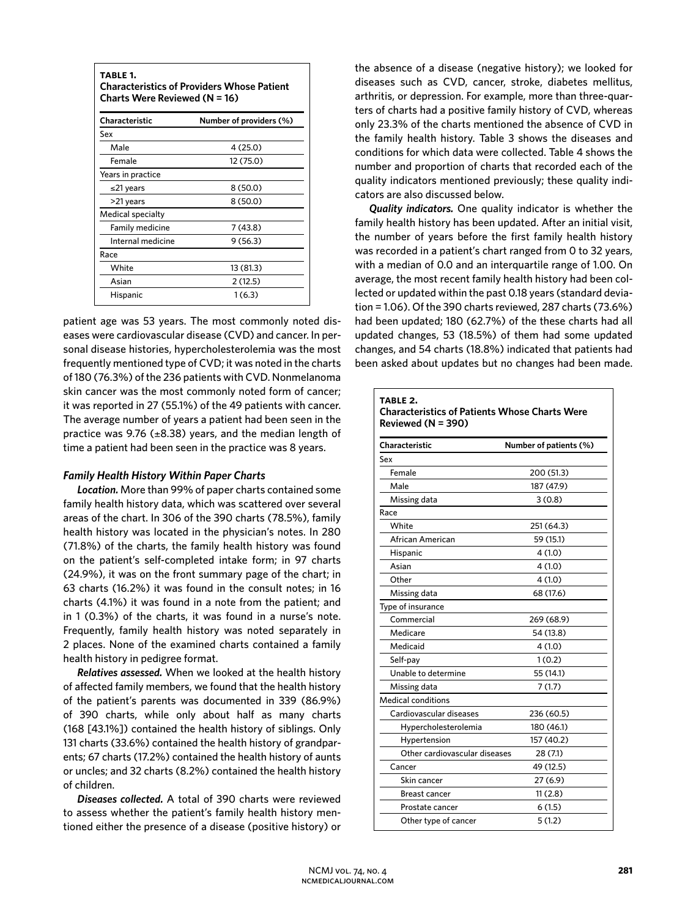**TABLE 1.**
**Characteristics of Providers Whose Patient Charts Were Reviewed (N = 16)**

| Characteristic | Number of providers (%) |
|---|---|
| Sex | |
| Male | 4 (25.0) |
| Female | 12 (75.0) |
| Years in practice | |
| ≤21 years | 8 (50.0) |
| >21 years | 8 (50.0) |
| Medical specialty | |
| Family medicine | 7 (43.8) |
| Internal medicine | 9 (56.3) |
| Race | |
| White | 13 (81.3) |
| Asian | 2 (12.5) |
| Hispanic | 1 (6.3) |

patient age was 53 years. The most commonly noted diseases were cardiovascular disease (CVD) and cancer. In personal disease histories, hypercholesterolemia was the most frequently mentioned type of CVD; it was noted in the charts of 180 (76.3%) of the 236 patients with CVD. Nonmelanoma skin cancer was the most commonly noted form of cancer; it was reported in 27 (55.1%) of the 49 patients with cancer. The average number of years a patient had been seen in the practice was 9.76 (±8.38) years, and the median length of time a patient had been seen in the practice was 8 years.

### *Family Health History Within Paper Charts*

***Location.*** More than 99% of paper charts contained some family health history data, which was scattered over several areas of the chart. In 306 of the 390 charts (78.5%), family health history was located in the physician's notes. In 280 (71.8%) of the charts, the family health history was found on the patient's self-completed intake form; in 97 charts (24.9%), it was on the front summary page of the chart; in 63 charts (16.2%) it was found in the consult notes; in 16 charts (4.1%) it was found in a note from the patient; and in 1 (0.3%) of the charts, it was found in a nurse's note. Frequently, family health history was noted separately in 2 places. None of the examined charts contained a family health history in pedigree format.

***Relatives assessed.*** When we looked at the health history of affected family members, we found that the health history of the patient's parents was documented in 339 (86.9%) of 390 charts, while only about half as many charts (168 [43.1%]) contained the health history of siblings. Only 131 charts (33.6%) contained the health history of grandparents; 67 charts (17.2%) contained the health history of aunts or uncles; and 32 charts (8.2%) contained the health history of children.

***Diseases collected.*** A total of 390 charts were reviewed to assess whether the patient's family health history mentioned either the presence of a disease (positive history) or the absence of a disease (negative history); we looked for diseases such as CVD, cancer, stroke, diabetes mellitus, arthritis, or depression. For example, more than three-quarters of charts had a positive family history of CVD, whereas only 23.3% of the charts mentioned the absence of CVD in the family health history. Table 3 shows the diseases and conditions for which data were collected. Table 4 shows the number and proportion of charts that recorded each of the quality indicators mentioned previously; these quality indicators are also discussed below.

***Quality indicators.*** One quality indicator is whether the family health history has been updated. After an initial visit, the number of years before the first family health history was recorded in a patient's chart ranged from 0 to 32 years, with a median of 0.0 and an interquartile range of 1.00. On average, the most recent family health history had been collected or updated within the past 0.18 years (standard deviation = 1.06). Of the 390 charts reviewed, 287 charts (73.6%) had been updated; 180 (62.7%) of the these charts had all updated changes, 53 (18.5%) of them had some updated changes, and 54 charts (18.8%) indicated that patients had been asked about updates but no changes had been made.

**TABLE 2.**
**Characteristics of Patients Whose Charts Were Reviewed (N = 390)**

| Characteristic | Number of patients (%) |
|---|---|
| Sex | |
| Female | 200 (51.3) |
| Male | 187 (47.9) |
| Missing data | 3 (0.8) |
| Race | |
| White | 251 (64.3) |
| African American | 59 (15.1) |
| Hispanic | 4 (1.0) |
| Asian | 4 (1.0) |
| Other | 4 (1.0) |
| Missing data | 68 (17.6) |
| Type of insurance | |
| Commercial | 269 (68.9) |
| Medicare | 54 (13.8) |
| Medicaid | 4 (1.0) |
| Self-pay | 1 (0.2) |
| Unable to determine | 55 (14.1) |
| Missing data | 7 (1.7) |
| Medical conditions | |
| Cardiovascular diseases | 236 (60.5) |
| Hypercholesterolemia | 180 (46.1) |
| Hypertension | 157 (40.2) |
| Other cardiovascular diseases | 28 (7.1) |
| Cancer | 49 (12.5) |
| Skin cancer | 27 (6.9) |
| Breast cancer | 11 (2.8) |
| Prostate cancer | 6 (1.5) |
| Other type of cancer | 5 (1.2) |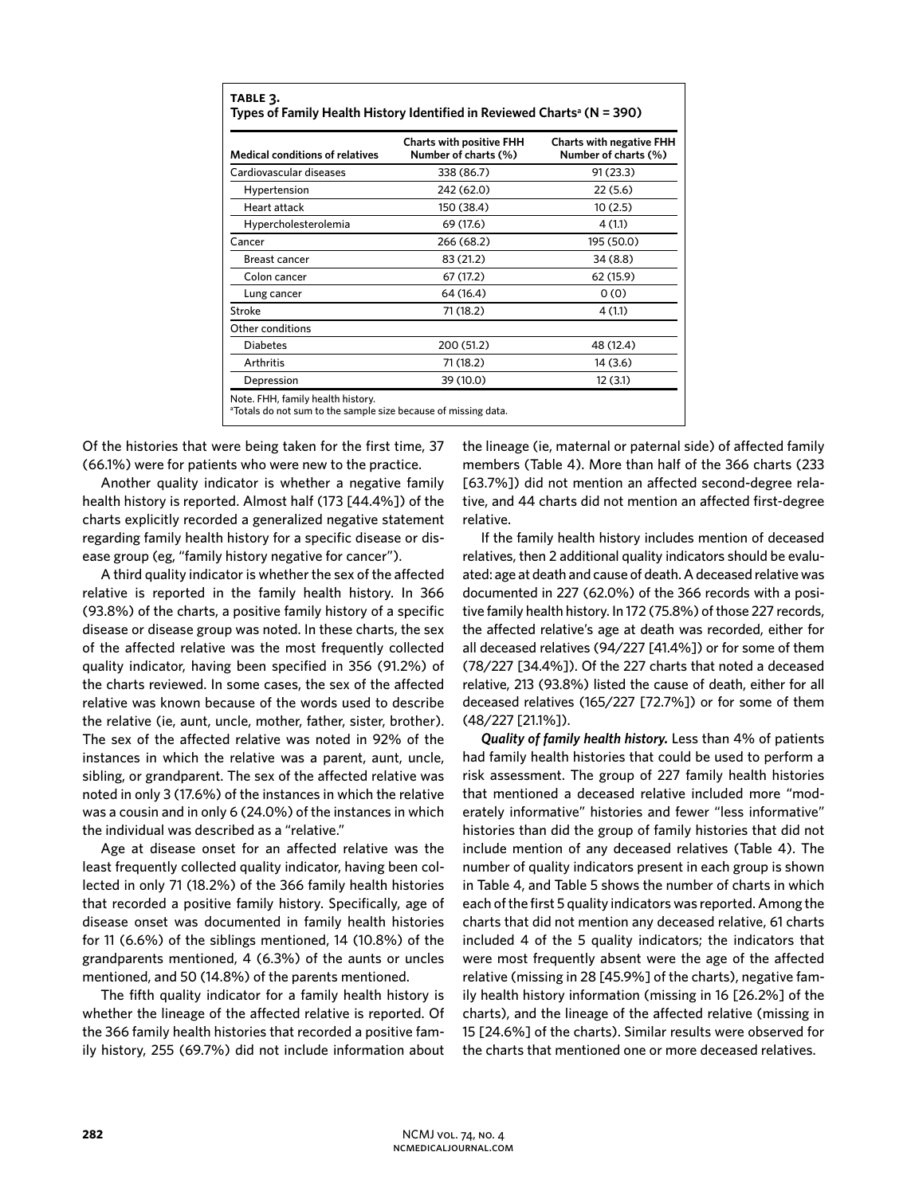**TABLE 3.**
**Types of Family Health History Identified in Reviewed Charts[a] (N = 390)**

| Medical conditions of relatives | Charts with positive FHH Number of charts (%) | Charts with negative FHH Number of charts (%) |
|---|---|---|
| Cardiovascular diseases | 338 (86.7) | 91 (23.3) |
| Hypertension | 242 (62.0) | 22 (5.6) |
| Heart attack | 150 (38.4) | 10 (2.5) |
| Hypercholesterolemia | 69 (17.6) | 4 (1.1) |
| Cancer | 266 (68.2) | 195 (50.0) |
| Breast cancer | 83 (21.2) | 34 (8.8) |
| Colon cancer | 67 (17.2) | 62 (15.9) |
| Lung cancer | 64 (16.4) | 0 (0) |
| Stroke | 71 (18.2) | 4 (1.1) |
| Other conditions | | |
| Diabetes | 200 (51.2) | 48 (12.4) |
| Arthritis | 71 (18.2) | 14 (3.6) |
| Depression | 39 (10.0) | 12 (3.1) |

Note. FHH, family health history.
[a]Totals do not sum to the sample size because of missing data.

Of the histories that were being taken for the first time, 37 (66.1%) were for patients who were new to the practice.

Another quality indicator is whether a negative family health history is reported. Almost half (173 [44.4%]) of the charts explicitly recorded a generalized negative statement regarding family health history for a specific disease or disease group (eg, "family history negative for cancer").

A third quality indicator is whether the sex of the affected relative is reported in the family health history. In 366 (93.8%) of the charts, a positive family history of a specific disease or disease group was noted. In these charts, the sex of the affected relative was the most frequently collected quality indicator, having been specified in 356 (91.2%) of the charts reviewed. In some cases, the sex of the affected relative was known because of the words used to describe the relative (ie, aunt, uncle, mother, father, sister, brother). The sex of the affected relative was noted in 92% of the instances in which the relative was a parent, aunt, uncle, sibling, or grandparent. The sex of the affected relative was noted in only 3 (17.6%) of the instances in which the relative was a cousin and in only 6 (24.0%) of the instances in which the individual was described as a "relative."

Age at disease onset for an affected relative was the least frequently collected quality indicator, having been collected in only 71 (18.2%) of the 366 family health histories that recorded a positive family history. Specifically, age of disease onset was documented in family health histories for 11 (6.6%) of the siblings mentioned, 14 (10.8%) of the grandparents mentioned, 4 (6.3%) of the aunts or uncles mentioned, and 50 (14.8%) of the parents mentioned.

The fifth quality indicator for a family health history is whether the lineage of the affected relative is reported. Of the 366 family health histories that recorded a positive family history, 255 (69.7%) did not include information about the lineage (ie, maternal or paternal side) of affected family members (Table 4). More than half of the 366 charts (233 [63.7%]) did not mention an affected second-degree relative, and 44 charts did not mention an affected first-degree relative.

If the family health history includes mention of deceased relatives, then 2 additional quality indicators should be evaluated: age at death and cause of death. A deceased relative was documented in 227 (62.0%) of the 366 records with a positive family health history. In 172 (75.8%) of those 227 records, the affected relative's age at death was recorded, either for all deceased relatives (94/227 [41.4%]) or for some of them (78/227 [34.4%]). Of the 227 charts that noted a deceased relative, 213 (93.8%) listed the cause of death, either for all deceased relatives (165/227 [72.7%]) or for some of them (48/227 [21.1%]).

***Quality of family health history.*** Less than 4% of patients had family health histories that could be used to perform a risk assessment. The group of 227 family health histories that mentioned a deceased relative included more "moderately informative" histories and fewer "less informative" histories than did the group of family histories that did not include mention of any deceased relatives (Table 4). The number of quality indicators present in each group is shown in Table 4, and Table 5 shows the number of charts in which each of the first 5 quality indicators was reported. Among the charts that did not mention any deceased relative, 61 charts included 4 of the 5 quality indicators; the indicators that were most frequently absent were the age of the affected relative (missing in 28 [45.9%] of the charts), negative family health history information (missing in 16 [26.2%] of the charts), and the lineage of the affected relative (missing in 15 [24.6%] of the charts). Similar results were observed for the charts that mentioned one or more deceased relatives.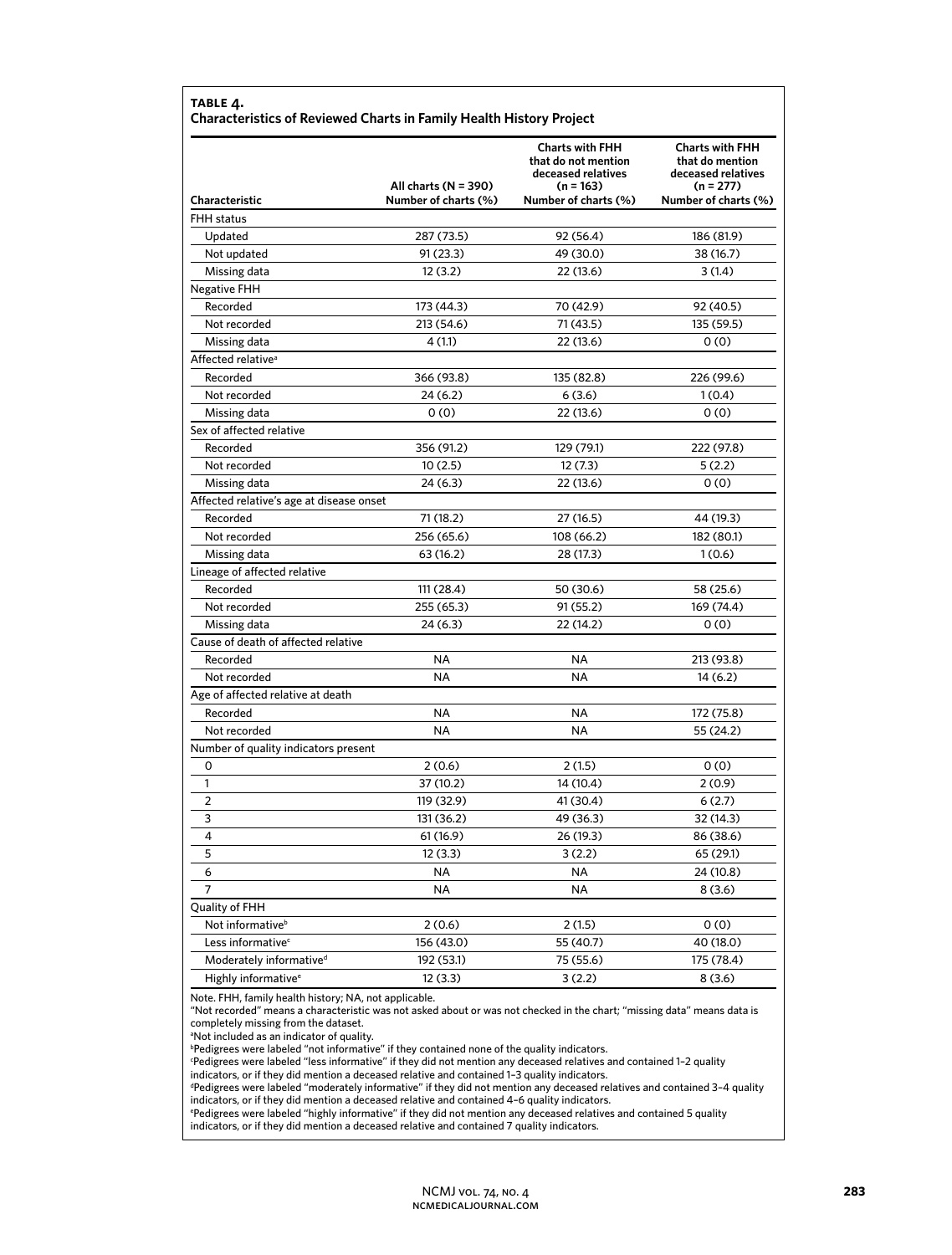**TABLE 4.**
**Characteristics of Reviewed Charts in Family Health History Project**

| Characteristic | All charts (N = 390) Number of charts (%) | Charts with FHH that do not mention deceased relatives (n = 163) Number of charts (%) | Charts with FHH that do mention deceased relatives (n = 277) Number of charts (%) |
|---|---|---|---|
| FHH status | | | |
| Updated | 287 (73.5) | 92 (56.4) | 186 (81.9) |
| Not updated | 91 (23.3) | 49 (30.0) | 38 (16.7) |
| Missing data | 12 (3.2) | 22 (13.6) | 3 (1.4) |
| Negative FHH | | | |
| Recorded | 173 (44.3) | 70 (42.9) | 92 (40.5) |
| Not recorded | 213 (54.6) | 71 (43.5) | 135 (59.5) |
| Missing data | 4 (1.1) | 22 (13.6) | 0 (0) |
| Affected relative[a] | | | |
| Recorded | 366 (93.8) | 135 (82.8) | 226 (99.6) |
| Not recorded | 24 (6.2) | 6 (3.6) | 1 (0.4) |
| Missing data | 0 (0) | 22 (13.6) | 0 (0) |
| Sex of affected relative | | | |
| Recorded | 356 (91.2) | 129 (79.1) | 222 (97.8) |
| Not recorded | 10 (2.5) | 12 (7.3) | 5 (2.2) |
| Missing data | 24 (6.3) | 22 (13.6) | 0 (0) |
| Affected relative's age at disease onset | | | |
| Recorded | 71 (18.2) | 27 (16.5) | 44 (19.3) |
| Not recorded | 256 (65.6) | 108 (66.2) | 182 (80.1) |
| Missing data | 63 (16.2) | 28 (17.3) | 1 (0.6) |
| Lineage of affected relative | | | |
| Recorded | 111 (28.4) | 50 (30.6) | 58 (25.6) |
| Not recorded | 255 (65.3) | 91 (55.2) | 169 (74.4) |
| Missing data | 24 (6.3) | 22 (14.2) | 0 (0) |
| Cause of death of affected relative | | | |
| Recorded | NA | NA | 213 (93.8) |
| Not recorded | NA | NA | 14 (6.2) |
| Age of affected relative at death | | | |
| Recorded | NA | NA | 172 (75.8) |
| Not recorded | NA | NA | 55 (24.2) |
| Number of quality indicators present | | | |
| 0 | 2 (0.6) | 2 (1.5) | 0 (0) |
| 1 | 37 (10.2) | 14 (10.4) | 2 (0.9) |
| 2 | 119 (32.9) | 41 (30.4) | 6 (2.7) |
| 3 | 131 (36.2) | 49 (36.3) | 32 (14.3) |
| 4 | 61 (16.9) | 26 (19.3) | 86 (38.6) |
| 5 | 12 (3.3) | 3 (2.2) | 65 (29.1) |
| 6 | NA | NA | 24 (10.8) |
| 7 | NA | NA | 8 (3.6) |
| Quality of FHH | | | |
| Not informative[b] | 2 (0.6) | 2 (1.5) | 0 (0) |
| Less informative[c] | 156 (43.0) | 55 (40.7) | 40 (18.0) |
| Moderately informative[d] | 192 (53.1) | 75 (55.6) | 175 (78.4) |
| Highly informative[e] | 12 (3.3) | 3 (2.2) | 8 (3.6) |

Note. FHH, family health history; NA, not applicable.
"Not recorded" means a characteristic was not asked about or was not checked in the chart; "missing data" means data is completely missing from the dataset.
[a]Not included as an indicator of quality.
[b]Pedigrees were labeled "not informative" if they contained none of the quality indicators.
[c]Pedigrees were labeled "less informative" if they did not mention any deceased relatives and contained 1–2 quality indicators, or if they did mention a deceased relative and contained 1–3 quality indicators.
[d]Pedigrees were labeled "moderately informative" if they did not mention any deceased relatives and contained 3–4 quality indicators, or if they did mention a deceased relative and contained 4–6 quality indicators.
[e]Pedigrees were labeled "highly informative" if they did not mention any deceased relatives and contained 5 quality indicators, or if they did mention a deceased relative and contained 7 quality indicators.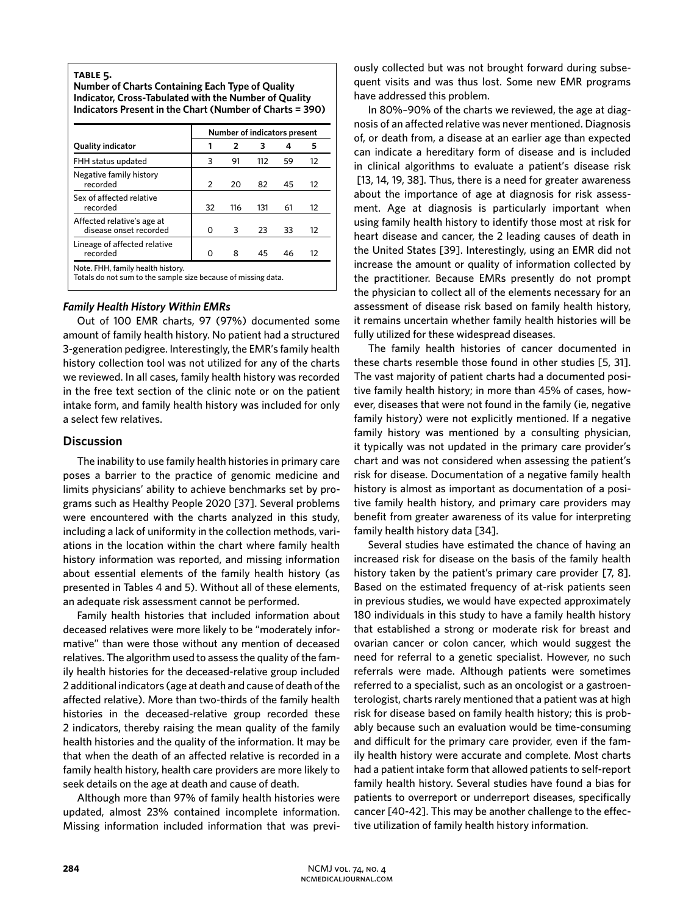**TABLE 5.**
**Number of Charts Containing Each Type of Quality Indicator, Cross-Tabulated with the Number of Quality Indicators Present in the Chart (Number of Charts = 390)**

| | Number of indicators present | | | | |
|---|---|---|---|---|---|
| **Quality indicator** | **1** | **2** | **3** | **4** | **5** |
| FHH status updated | 3 | 91 | 112 | 59 | 12 |
| Negative family history recorded | 2 | 20 | 82 | 45 | 12 |
| Sex of affected relative recorded | 32 | 116 | 131 | 61 | 12 |
| Affected relative's age at disease onset recorded | 0 | 3 | 23 | 33 | 12 |
| Lineage of affected relative recorded | 0 | 8 | 45 | 46 | 12 |

Note. FHH, family health history.
Totals do not sum to the sample size because of missing data.

### *Family Health History Within EMRs*

Out of 100 EMR charts, 97 (97%) documented some amount of family health history. No patient had a structured 3-generation pedigree. Interestingly, the EMR's family health history collection tool was not utilized for any of the charts we reviewed. In all cases, family health history was recorded in the free text section of the clinic note or on the patient intake form, and family health history was included for only a select few relatives.

## Discussion

The inability to use family health histories in primary care poses a barrier to the practice of genomic medicine and limits physicians' ability to achieve benchmarks set by programs such as Healthy People 2020 [37]. Several problems were encountered with the charts analyzed in this study, including a lack of uniformity in the collection methods, variations in the location within the chart where family health history information was reported, and missing information about essential elements of the family health history (as presented in Tables 4 and 5). Without all of these elements, an adequate risk assessment cannot be performed.

Family health histories that included information about deceased relatives were more likely to be "moderately informative" than were those without any mention of deceased relatives. The algorithm used to assess the quality of the family health histories for the deceased-relative group included 2 additional indicators (age at death and cause of death of the affected relative). More than two-thirds of the family health histories in the deceased-relative group recorded these 2 indicators, thereby raising the mean quality of the family health histories and the quality of the information. It may be that when the death of an affected relative is recorded in a family health history, health care providers are more likely to seek details on the age at death and cause of death.

Although more than 97% of family health histories were updated, almost 23% contained incomplete information. Missing information included information that was previously collected but was not brought forward during subsequent visits and was thus lost. Some new EMR programs have addressed this problem.

In 80%–90% of the charts we reviewed, the age at diagnosis of an affected relative was never mentioned. Diagnosis of, or death from, a disease at an earlier age than expected can indicate a hereditary form of disease and is included in clinical algorithms to evaluate a patient's disease risk [13, 14, 19, 38]. Thus, there is a need for greater awareness about the importance of age at diagnosis for risk assessment. Age at diagnosis is particularly important when using family health history to identify those most at risk for heart disease and cancer, the 2 leading causes of death in the United States [39]. Interestingly, using an EMR did not increase the amount or quality of information collected by the practitioner. Because EMRs presently do not prompt the physician to collect all of the elements necessary for an assessment of disease risk based on family health history, it remains uncertain whether family health histories will be fully utilized for these widespread diseases.

The family health histories of cancer documented in these charts resemble those found in other studies [5, 31]. The vast majority of patient charts had a documented positive family health history; in more than 45% of cases, however, diseases that were not found in the family (ie, negative family history) were not explicitly mentioned. If a negative family history was mentioned by a consulting physician, it typically was not updated in the primary care provider's chart and was not considered when assessing the patient's risk for disease. Documentation of a negative family health history is almost as important as documentation of a positive family health history, and primary care providers may benefit from greater awareness of its value for interpreting family health history data [34].

Several studies have estimated the chance of having an increased risk for disease on the basis of the family health history taken by the patient's primary care provider [7, 8]. Based on the estimated frequency of at-risk patients seen in previous studies, we would have expected approximately 180 individuals in this study to have a family health history that established a strong or moderate risk for breast and ovarian cancer or colon cancer, which would suggest the need for referral to a genetic specialist. However, no such referrals were made. Although patients were sometimes referred to a specialist, such as an oncologist or a gastroenterologist, charts rarely mentioned that a patient was at high risk for disease based on family health history; this is probably because such an evaluation would be time-consuming and difficult for the primary care provider, even if the family health history were accurate and complete. Most charts had a patient intake form that allowed patients to self-report family health history. Several studies have found a bias for patients to overreport or underreport diseases, specifically cancer [40-42]. This may be another challenge to the effective utilization of family health history information.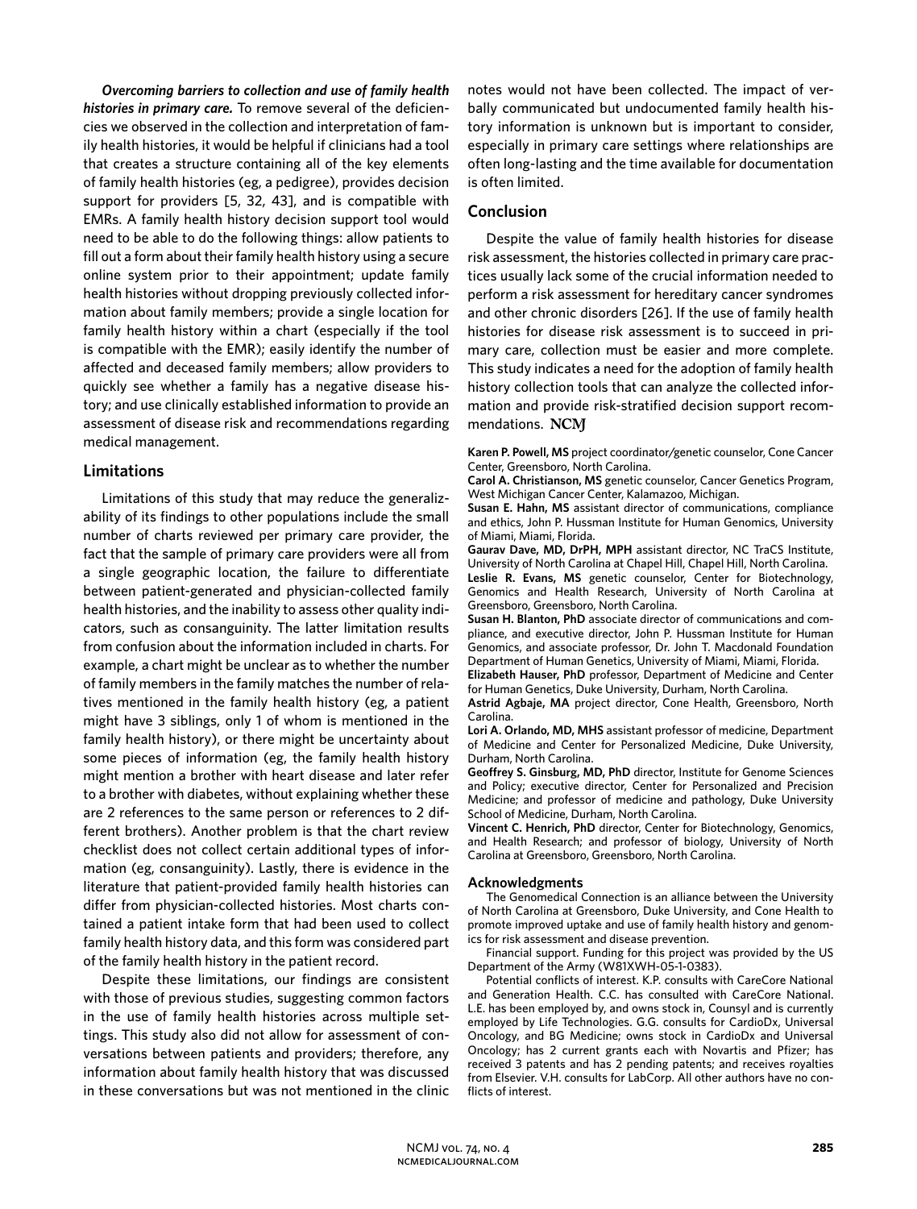***Overcoming barriers to collection and use of family health histories in primary care.*** To remove several of the deficiencies we observed in the collection and interpretation of family health histories, it would be helpful if clinicians had a tool that creates a structure containing all of the key elements of family health histories (eg, a pedigree), provides decision support for providers [5, 32, 43], and is compatible with EMRs. A family health history decision support tool would need to be able to do the following things: allow patients to fill out a form about their family health history using a secure online system prior to their appointment; update family health histories without dropping previously collected information about family members; provide a single location for family health history within a chart (especially if the tool is compatible with the EMR); easily identify the number of affected and deceased family members; allow providers to quickly see whether a family has a negative disease history; and use clinically established information to provide an assessment of disease risk and recommendations regarding medical management.

## Limitations

Limitations of this study that may reduce the generalizability of its findings to other populations include the small number of charts reviewed per primary care provider, the fact that the sample of primary care providers were all from a single geographic location, the failure to differentiate between patient-generated and physician-collected family health histories, and the inability to assess other quality indicators, such as consanguinity. The latter limitation results from confusion about the information included in charts. For example, a chart might be unclear as to whether the number of family members in the family matches the number of relatives mentioned in the family health history (eg, a patient might have 3 siblings, only 1 of whom is mentioned in the family health history), or there might be uncertainty about some pieces of information (eg, the family health history might mention a brother with heart disease and later refer to a brother with diabetes, without explaining whether these are 2 references to the same person or references to 2 different brothers). Another problem is that the chart review checklist does not collect certain additional types of information (eg, consanguinity). Lastly, there is evidence in the literature that patient-provided family health histories can differ from physician-collected histories. Most charts contained a patient intake form that had been used to collect family health history data, and this form was considered part of the family health history in the patient record.

Despite these limitations, our findings are consistent with those of previous studies, suggesting common factors in the use of family health histories across multiple settings. This study also did not allow for assessment of conversations between patients and providers; therefore, any information about family health history that was discussed in these conversations but was not mentioned in the clinic notes would not have been collected. The impact of verbally communicated but undocumented family health history information is unknown but is important to consider, especially in primary care settings where relationships are often long-lasting and the time available for documentation is often limited.

## Conclusion

Despite the value of family health histories for disease risk assessment, the histories collected in primary care practices usually lack some of the crucial information needed to perform a risk assessment for hereditary cancer syndromes and other chronic disorders [26]. If the use of family health histories for disease risk assessment is to succeed in primary care, collection must be easier and more complete. This study indicates a need for the adoption of family health history collection tools that can analyze the collected information and provide risk-stratified decision support recommendations. NCMJ

**Karen P. Powell, MS** project coordinator/genetic counselor, Cone Cancer Center, Greensboro, North Carolina.
**Carol A. Christianson, MS** genetic counselor, Cancer Genetics Program, West Michigan Cancer Center, Kalamazoo, Michigan.
**Susan E. Hahn, MS** assistant director of communications, compliance and ethics, John P. Hussman Institute for Human Genomics, University of Miami, Miami, Florida.
**Gaurav Dave, MD, DrPH, MPH** assistant director, NC TraCS Institute, University of North Carolina at Chapel Hill, Chapel Hill, North Carolina.
**Leslie R. Evans, MS** genetic counselor, Center for Biotechnology, Genomics and Health Research, University of North Carolina at Greensboro, Greensboro, North Carolina.
**Susan H. Blanton, PhD** associate director of communications and compliance, and executive director, John P. Hussman Institute for Human Genomics, and associate professor, Dr. John T. Macdonald Foundation Department of Human Genetics, University of Miami, Miami, Florida.
**Elizabeth Hauser, PhD** professor, Department of Medicine and Center for Human Genetics, Duke University, Durham, North Carolina.
**Astrid Agbaje, MA** project director, Cone Health, Greensboro, North Carolina.
**Lori A. Orlando, MD, MHS** assistant professor of medicine, Department of Medicine and Center for Personalized Medicine, Duke University, Durham, North Carolina.
**Geoffrey S. Ginsburg, MD, PhD** director, Institute for Genome Sciences and Policy; executive director, Center for Personalized and Precision Medicine; and professor of medicine and pathology, Duke University School of Medicine, Durham, North Carolina.
**Vincent C. Henrich, PhD** director, Center for Biotechnology, Genomics, and Health Research; and professor of biology, University of North Carolina at Greensboro, Greensboro, North Carolina.

### Acknowledgments

The Genomedical Connection is an alliance between the University of North Carolina at Greensboro, Duke University, and Cone Health to promote improved uptake and use of family health history and genomics for risk assessment and disease prevention.

Financial support. Funding for this project was provided by the US Department of the Army (W81XWH-05-1-0383).

Potential conflicts of interest. K.P. consults with CareCore National and Generation Health. C.C. has consulted with CareCore National. L.E. has been employed by, and owns stock in, Counsyl and is currently employed by Life Technologies. G.G. consults for CardioDx, Universal Oncology, and BG Medicine; owns stock in CardioDx and Universal Oncology; has 2 current grants each with Novartis and Pfizer; has received 3 patents and has 2 pending patents; and receives royalties from Elsevier. V.H. consults for LabCorp. All other authors have no conflicts of interest.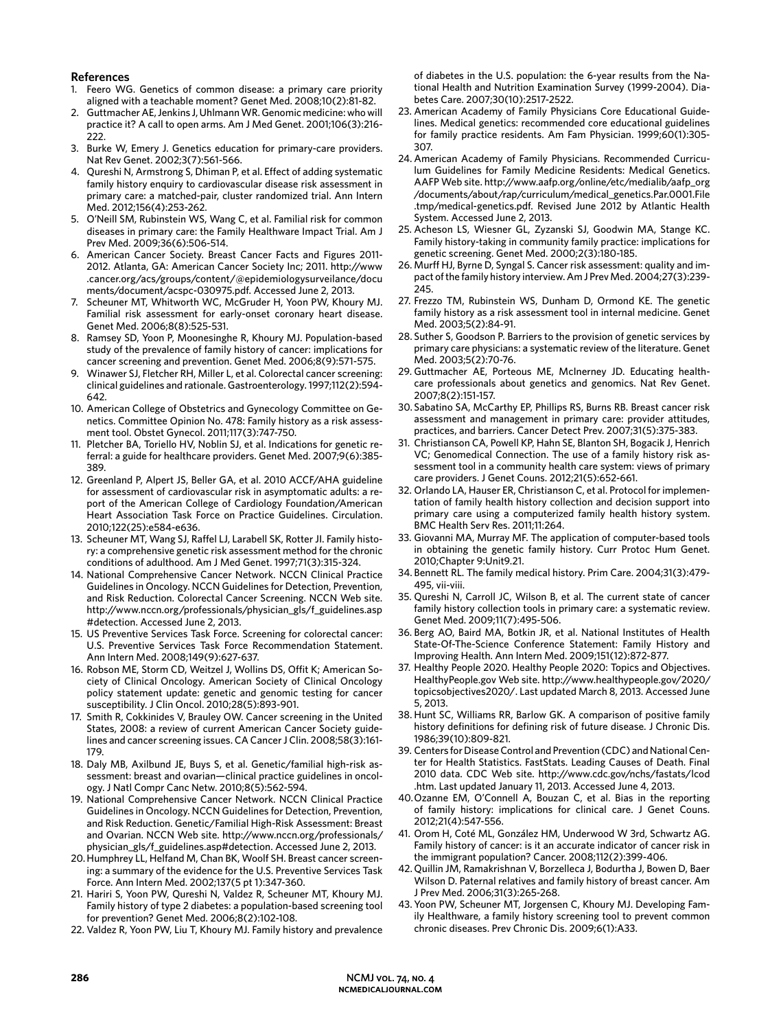## References

1. Feero WG. Genetics of common disease: a primary care priority aligned with a teachable moment? Genet Med. 2008;10(2):81-82.
2. Guttmacher AE, Jenkins J, Uhlmann WR. Genomic medicine: who will practice it? A call to open arms. Am J Med Genet. 2001;106(3):216-222.
3. Burke W, Emery J. Genetics education for primary-care providers. Nat Rev Genet. 2002;3(7):561-566.
4. Qureshi N, Armstrong S, Dhiman P, et al. Effect of adding systematic family history enquiry to cardiovascular disease risk assessment in primary care: a matched-pair, cluster randomized trial. Ann Intern Med. 2012;156(4):253-262.
5. O'Neill SM, Rubinstein WS, Wang C, et al. Familial risk for common diseases in primary care: the Family Healthware Impact Trial. Am J Prev Med. 2009;36(6):506-514.
6. American Cancer Society. Breast Cancer Facts and Figures 2011-2012. Atlanta, GA: American Cancer Society Inc; 2011. http://www.cancer.org/acs/groups/content/@epidemiologysurveilance/documents/document/acspc-030975.pdf. Accessed June 2, 2013.
7. Scheuner MT, Whitworth WC, McGruder H, Yoon PW, Khoury MJ. Familial risk assessment for early-onset coronary heart disease. Genet Med. 2006;8(8):525-531.
8. Ramsey SD, Yoon P, Moonesinghe R, Khoury MJ. Population-based study of the prevalence of family history of cancer: implications for cancer screening and prevention. Genet Med. 2006;8(9):571-575.
9. Winawer SJ, Fletcher RH, Miller L, et al. Colorectal cancer screening: clinical guidelines and rationale. Gastroenterology. 1997;112(2):594-642.
10. American College of Obstetrics and Gynecology Committee on Genetics. Committee Opinion No. 478: Family history as a risk assessment tool. Obstet Gynecol. 2011;117(3):747-750.
11. Pletcher BA, Toriello HV, Noblin SJ, et al. Indications for genetic referral: a guide for healthcare providers. Genet Med. 2007;9(6):385-389.
12. Greenland P, Alpert JS, Beller GA, et al. 2010 ACCF/AHA guideline for assessment of cardiovascular risk in asymptomatic adults: a report of the American College of Cardiology Foundation/American Heart Association Task Force on Practice Guidelines. Circulation. 2010;122(25):e584-e636.
13. Scheuner MT, Wang SJ, Raffel LJ, Larabell SK, Rotter JI. Family history: a comprehensive genetic risk assessment method for the chronic conditions of adulthood. Am J Med Genet. 1997;71(3):315-324.
14. National Comprehensive Cancer Network. NCCN Clinical Practice Guidelines in Oncology. NCCN Guidelines for Detection, Prevention, and Risk Reduction. Colorectal Cancer Screening. NCCN Web site. http://www.nccn.org/professionals/physician_gls/f_guidelines.asp#detection. Accessed June 2, 2013.
15. US Preventive Services Task Force. Screening for colorectal cancer: U.S. Preventive Services Task Force Recommendation Statement. Ann Intern Med. 2008;149(9):627-637.
16. Robson ME, Storm CD, Weitzel J, Wollins DS, Offit K; American Society of Clinical Oncology. American Society of Clinical Oncology policy statement update: genetic and genomic testing for cancer susceptibility. J Clin Oncol. 2010;28(5):893-901.
17. Smith R, Cokkinides V, Brauley OW. Cancer screening in the United States, 2008: a review of current American Cancer Society guidelines and cancer screening issues. CA Cancer J Clin. 2008;58(3):161-179.
18. Daly MB, Axilbund JE, Buys S, et al. Genetic/familial high-risk assessment: breast and ovarian—clinical practice guidelines in oncology. J Natl Compr Canc Netw. 2010;8(5):562-594.
19. National Comprehensive Cancer Network. NCCN Clinical Practice Guidelines in Oncology. NCCN Guidelines for Detection, Prevention, and Risk Reduction. Genetic/Familial High-Risk Assessment: Breast and Ovarian. NCCN Web site. http://www.nccn.org/professionals/physician_gls/f_guidelines.asp#detection. Accessed June 2, 2013.
20. Humphrey LL, Helfand M, Chan BK, Woolf SH. Breast cancer screening: a summary of the evidence for the U.S. Preventive Services Task Force. Ann Intern Med. 2002;137(5 pt 1):347-360.
21. Hariri S, Yoon PW, Qureshi N, Valdez R, Scheuner MT, Khoury MJ. Family history of type 2 diabetes: a population-based screening tool for prevention? Genet Med. 2006;8(2):102-108.
22. Valdez R, Yoon PW, Liu T, Khoury MJ. Family history and prevalence of diabetes in the U.S. population: the 6-year results from the National Health and Nutrition Examination Survey (1999-2004). Diabetes Care. 2007;30(10):2517-2522.
23. American Academy of Family Physicians Core Educational Guidelines. Medical genetics: recommended core educational guidelines for family practice residents. Am Fam Physician. 1999;60(1):305-307.
24. American Academy of Family Physicians. Recommended Curriculum Guidelines for Family Medicine Residents: Medical Genetics. AAFP Web site. http://www.aafp.org/online/etc/medialib/aafp_org/documents/about/rap/curriculum/medical_genetics.Par.0001.File.tmp/medical-genetics.pdf. Revised June 2012 by Atlantic Health System. Accessed June 2, 2013.
25. Acheson LS, Wiesner GL, Zyzanski SJ, Goodwin MA, Stange KC. Family history-taking in community family practice: implications for genetic screening. Genet Med. 2000;2(3):180-185.
26. Murff HJ, Byrne D, Syngal S. Cancer risk assessment: quality and impact of the family history interview. Am J Prev Med. 2004;27(3):239-245.
27. Frezzo TM, Rubinstein WS, Dunham D, Ormond KE. The genetic family history as a risk assessment tool in internal medicine. Genet Med. 2003;5(2):84-91.
28. Suther S, Goodson P. Barriers to the provision of genetic services by primary care physicians: a systematic review of the literature. Genet Med. 2003;5(2):70-76.
29. Guttmacher AE, Porteous ME, McInerney JD. Educating healthcare professionals about genetics and genomics. Nat Rev Genet. 2007;8(2):151-157.
30. Sabatino SA, McCarthy EP, Phillips RS, Burns RB. Breast cancer risk assessment and management in primary care: provider attitudes, practices, and barriers. Cancer Detect Prev. 2007;31(5):375-383.
31. Christianson CA, Powell KP, Hahn SE, Blanton SH, Bogacik J, Henrich VC; Genomedical Connection. The use of a family history risk assessment tool in a community health care system: views of primary care providers. J Genet Couns. 2012;21(5):652-661.
32. Orlando LA, Hauser ER, Christianson C, et al. Protocol for implementation of family health history collection and decision support into primary care using a computerized family health history system. BMC Health Serv Res. 2011;11:264.
33. Giovanni MA, Murray MF. The application of computer-based tools in obtaining the genetic family history. Curr Protoc Hum Genet. 2010;Chapter 9:Unit9.21.
34. Bennett RL. The family medical history. Prim Care. 2004;31(3):479-495, vii-viii.
35. Qureshi N, Carroll JC, Wilson B, et al. The current state of cancer family history collection tools in primary care: a systematic review. Genet Med. 2009;11(7):495-506.
36. Berg AO, Baird MA, Botkin JR, et al. National Institutes of Health State-Of-The-Science Conference Statement: Family History and Improving Health. Ann Intern Med. 2009;151(12):872-877.
37. Healthy People 2020. Healthy People 2020: Topics and Objectives. HealthyPeople.gov Web site. http://www.healthypeople.gov/2020/topicsobjectives2020/. Last updated March 8, 2013. Accessed June 5, 2013.
38. Hunt SC, Williams RR, Barlow GK. A comparison of positive family history definitions for defining risk of future disease. J Chronic Dis. 1986;39(10):809-821.
39. Centers for Disease Control and Prevention (CDC) and National Center for Health Statistics. FastStats. Leading Causes of Death. Final 2010 data. CDC Web site. http://www.cdc.gov/nchs/fastats/lcod.htm. Last updated January 11, 2013. Accessed June 4, 2013.
40. Ozanne EM, O'Connell A, Bouzan C, et al. Bias in the reporting of family history: implications for clinical care. J Genet Couns. 2012;21(4):547-556.
41. Orom H, Coté ML, González HM, Underwood W 3rd, Schwartz AG. Family history of cancer: is it an accurate indicator of cancer risk in the immigrant population? Cancer. 2008;112(2):399-406.
42. Quillin JM, Ramakrishnan V, Borzelleca J, Bodurtha J, Bowen D, Baer Wilson D. Paternal relatives and family history of breast cancer. Am J Prev Med. 2006;31(3):265-268.
43. Yoon PW, Scheuner MT, Jorgensen C, Khoury MJ. Developing Family Healthware, a family history screening tool to prevent common chronic diseases. Prev Chronic Dis. 2009;6(1):A33.